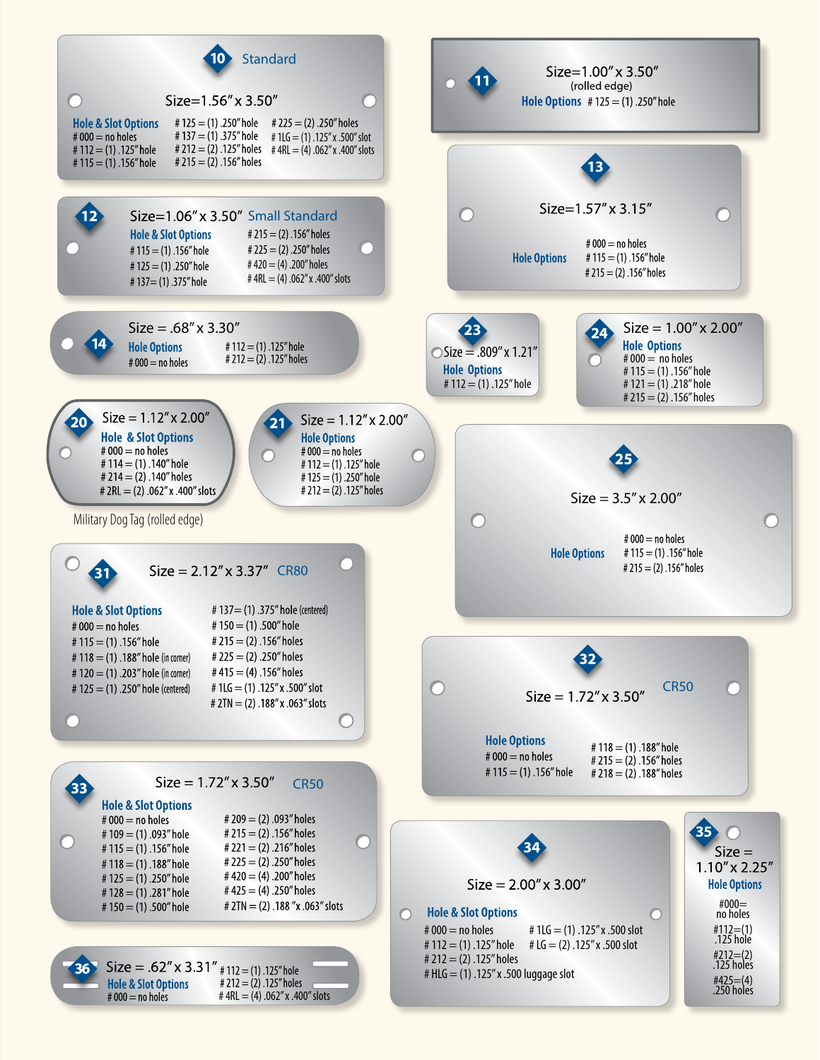## 10 Standard

Size=1.56″ x 3.50″

**Hole & Slot Options**
- # 000 = no holes
- # 112 = (1) .125″ hole
- # 115 = (1) .156″ hole
- # 125 = (1) .250″ hole
- # 137 = (1) .375″ hole
- # 212 = (2) .125″ holes
- # 215 = (2) .156″ holes
- # 225 = (2) .250″ holes
- # 1LG = (1) .125″ x .500″ slot
- # 4RL = (4) .062″ x .400″ slots

## 11

Size=1.00″ x 3.50″
(rolled edge)

**Hole Options** # 125 = (1) .250″ hole

## 12

Size=1.06″ x 3.50″ Small Standard

**Hole & Slot Options**
- # 115 = (1) .156″ hole
- # 125 = (1) .250″ hole
- # 137= (1) .375″ hole
- # 215 = (2) .156″ holes
- # 225 = (2) .250″ holes
- # 420 = (4) .200″ holes
- # 4RL = (4) .062″ x .400″ slots

## 13

Size=1.57″ x 3.15″

**Hole Options**
- # 000 = no holes
- # 115 = (1) .156″ hole
- # 215 = (2) .156″ holes

## 14

Size = .68″ x 3.30″

**Hole Options**
- # 000 = no holes
- # 112 = (1) .125″ hole
- # 212 = (2) .125″ holes

## 23

Size = .809″ x 1.21″

**Hole Options**
- # 112 = (1) .125″ hole

## 24

Size = 1.00″ x 2.00″

**Hole Options**
- # 000 = no holes
- # 115 = (1) .156″ hole
- # 121 = (1) .218″ hole
- # 215 = (2) .156″ holes

## 20

Size = 1.12″ x 2.00″

**Hole & Slot Options**
- # 000 = no holes
- # 114 = (1) .140″ hole
- # 214 = (2) .140″ holes
- # 2RL = (2) .062″ x .400″ slots

Military Dog Tag (rolled edge)

## 21

Size = 1.12″ x 2.00″

**Hole Options**
- # 000 = no holes
- # 112 = (1) .125″ hole
- # 125 = (1) .250″ hole
- # 212 = (2) .125″ holes

## 25

Size = 3.5″ x 2.00″

**Hole Options**
- # 000 = no holes
- # 115 = (1) .156″ hole
- # 215 = (2) .156″ holes

## 31

Size = 2.12″ x 3.37″ CR80

**Hole & Slot Options**
- # 000 = no holes
- # 115 = (1) .156″ hole
- # 118 = (1) .188″ hole (in corner)
- # 120 = (1) .203″ hole (in corner)
- # 125 = (1) .250″ hole (centered)
- # 137= (1) .375″ hole (centered)
- # 150 = (1) .500″ hole
- # 215 = (2) .156″ holes
- # 225 = (2) .250″ holes
- # 415 = (4) .156″ holes
- # 1LG = (1) .125″ x .500″ slot
- # 2TN = (2) .188″ x .063″ slots

## 32

Size = 1.72″ x 3.50″ CR50

**Hole Options**
- # 000 = no holes
- # 115 = (1) .156″ hole
- # 118 = (1) .188″ hole
- # 215 = (2) .156″ holes
- # 218 = (2) .188″ holes

## 33

Size = 1.72″ x 3.50″ CR50

**Hole & Slot Options**
- # 000 = no holes
- # 109 = (1) .093″ hole
- # 115 = (1) .156″ hole
- # 118 = (1) .188″ hole
- # 125 = (1) .250″ hole
- # 128 = (1) .281″ hole
- # 150 = (1) .500″ hole
- # 209 = (2) .093″ holes
- # 215 = (2) .156″ holes
- # 221 = (2) .216″ holes
- # 225 = (2) .250″ holes
- # 420 = (4) .200″ holes
- # 425 = (4) .250″ holes
- # 2TN = (2) .188 ″x .063″ slots

## 34

Size = 2.00″ x 3.00″

**Hole & Slot Options**
- # 000 = no holes
- # 112 = (1) .125″ hole
- # 212 = (2) .125″ holes
- # HLG = (1) .125″ x .500 luggage slot
- # 1LG = (1) .125″ x .500 slot
- # LG = (2) .125″ x .500 slot

## 35

Size = 1.10″ x 2.25″

**Hole Options**
- #000= no holes
- #112=(1) .125 hole
- #212=(2) .125 holes
- #425=(4) .250 holes

## 36

Size = .62″ x 3.31″

**Hole & Slot Options**
- # 000 = no holes
- # 112 = (1) .125″ hole
- # 212 = (2) .125″ holes
- # 4RL = (4) .062″ x .400″ slots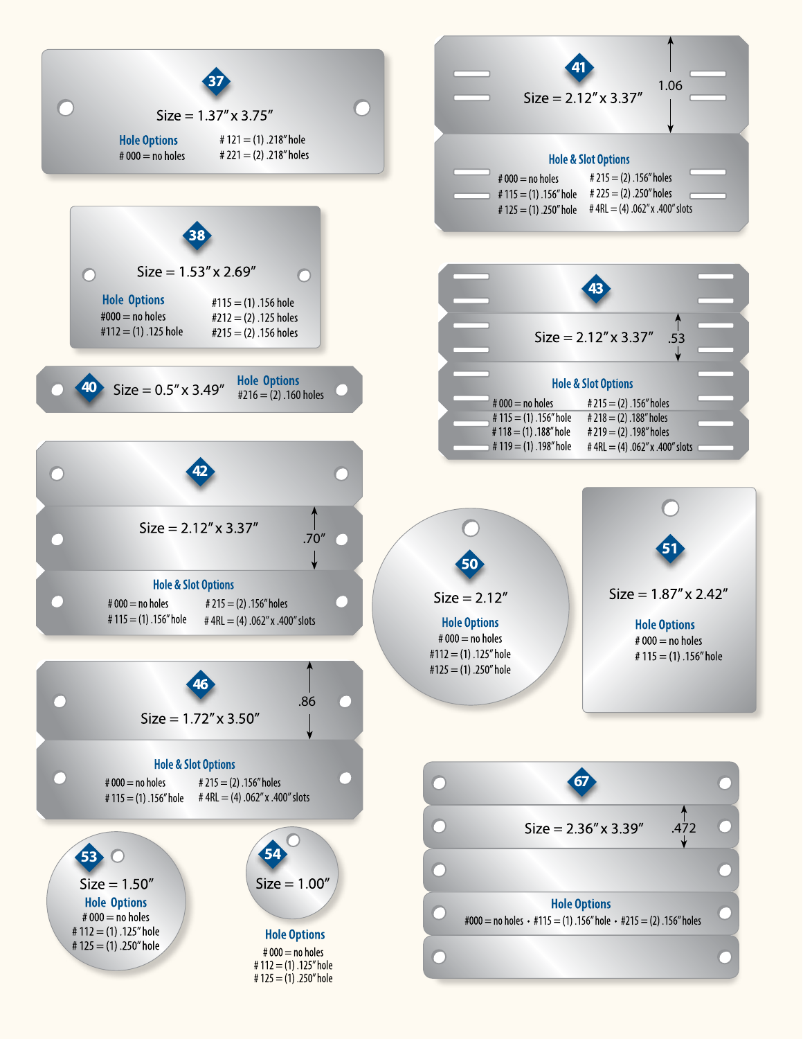## 37

Size = 1.37″ x 3.75″

**Hole Options**

- # 000 = no holes
- # 121 = (1) .218″ hole
- # 221 = (2) .218″ holes

## 38

Size = 1.53″ x 2.69″

**Hole Options**

- #000 = no holes
- #112 = (1) .125 hole
- #115 = (1) .156 hole
- #212 = (2) .125 holes
- #215 = (2) .156 holes

## 40

Size = 0.5″ x 3.49″

**Hole Options**

- #216 = (2) .160 holes

## 41

Size = 2.12″ x 3.37″

1.06

**Hole & Slot Options**

- # 000 = no holes
- # 115 = (1) .156″ hole
- # 125 = (1) .250″ hole
- # 215 = (2) .156″ holes
- # 225 = (2) .250″ holes
- # 4RL = (4) .062″ x .400″ slots

## 43

Size = 2.12″ x 3.37″

.53

**Hole & Slot Options**

- # 000 = no holes
- # 115 = (1) .156″ hole
- # 118 = (1) .188″ hole
- # 119 = (1) .198″ hole
- # 215 = (2) .156″ holes
- # 218 = (2) .188″ holes
- # 219 = (2) .198″ holes
- # 4RL = (4) .062″ x .400″ slots

## 42

Size = 2.12″ x 3.37″

.70″

**Hole & Slot Options**

- # 000 = no holes
- # 115 = (1) .156″ hole
- # 215 = (2) .156″ holes
- # 4RL = (4) .062″ x .400″ slots

## 50

Size = 2.12″

**Hole Options**

- # 000 = no holes
- #112 = (1) .125″ hole
- #125 = (1) .250″ hole

## 51

Size = 1.87″ x 2.42″

**Hole Options**

- # 000 = no holes
- # 115 = (1) .156″ hole

## 46

Size = 1.72″ x 3.50″

.86

**Hole & Slot Options**

- # 000 = no holes
- # 115 = (1) .156″ hole
- # 215 = (2) .156″ holes
- # 4RL = (4) .062″ x .400″ slots

## 53

Size = 1.50″

**Hole Options**

- # 000 = no holes
- # 112 = (1) .125″ hole
- # 125 = (1) .250″ hole

## 54

Size = 1.00″

**Hole Options**

- # 000 = no holes
- # 112 = (1) .125″ hole
- # 125 = (1) .250″ hole

## 67

Size = 2.36″ x 3.39″

.472

**Hole Options**

#000 = no holes • #115 = (1) .156″ hole • #215 = (2) .156″ holes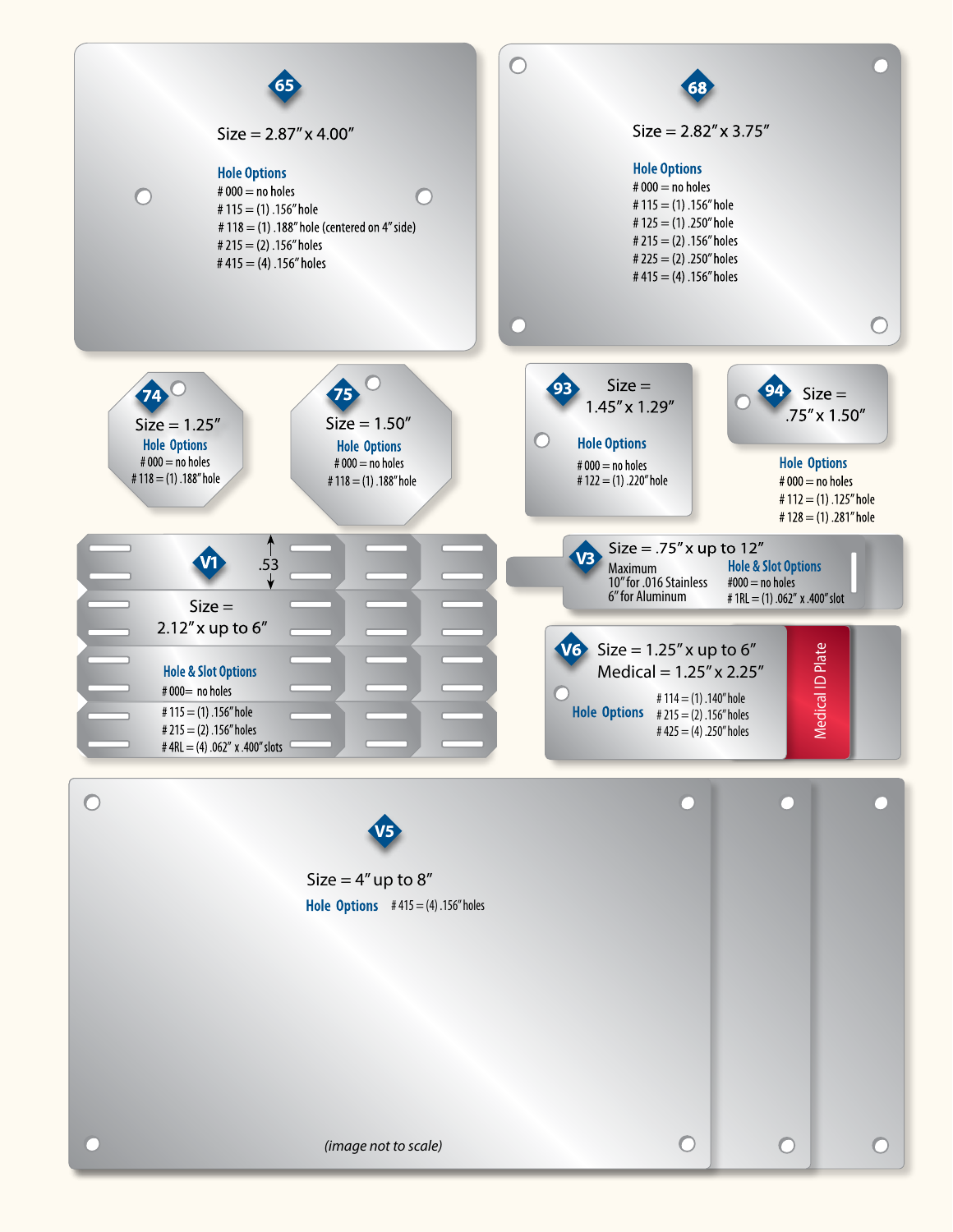## 65

Size = 2.87″ x 4.00″

**Hole Options**

- # 000 = no holes
- # 115 = (1) .156″ hole
- # 118 = (1) .188″ hole (centered on 4″ side)
- # 215 = (2) .156″ holes
- # 415 = (4) .156″ holes

## 68

Size = 2.82″ x 3.75″

**Hole Options**

- # 000 = no holes
- # 115 = (1) .156″ hole
- # 125 = (1) .250″ hole
- # 215 = (2) .156″ holes
- # 225 = (2) .250″ holes
- # 415 = (4) .156″ holes

## 74

Size = 1.25″

**Hole Options**

- # 000 = no holes
- # 118 = (1) .188″ hole

## 75

Size = 1.50″

**Hole Options**

- # 000 = no holes
- # 118 = (1) .188″ hole

## 93

Size = 1.45″ x 1.29″

**Hole Options**

- # 000 = no holes
- # 122 = (1) .220″ hole

## 94

Size = .75″ x 1.50″

**Hole Options**

- # 000 = no holes
- # 112 = (1) .125″ hole
- # 128 = (1) .281″ hole

## V1

.53

Size = 2.12″ x up to 6″

**Hole & Slot Options**

- # 000= no holes
- # 115 = (1) .156″ hole
- # 215 = (2) .156″ holes
- # 4RL = (4) .062″ x .400″ slots

## V3

Size = .75″ x up to 12″

Maximum
10″ for .016 Stainless
6″ for Aluminum

**Hole & Slot Options**

- #000 = no holes
- # 1RL = (1) .062″ x .400″ slot

## V6

Size = 1.25″ x up to 6″
Medical = 1.25″ x 2.25″

**Hole Options**

- # 114 = (1) .140″ hole
- # 215 = (2) .156″ holes
- # 425 = (4) .250″ holes

Medical ID Plate

## V5

Size = 4″ up to 8″

**Hole Options** # 415 = (4) .156″ holes

*(image not to scale)*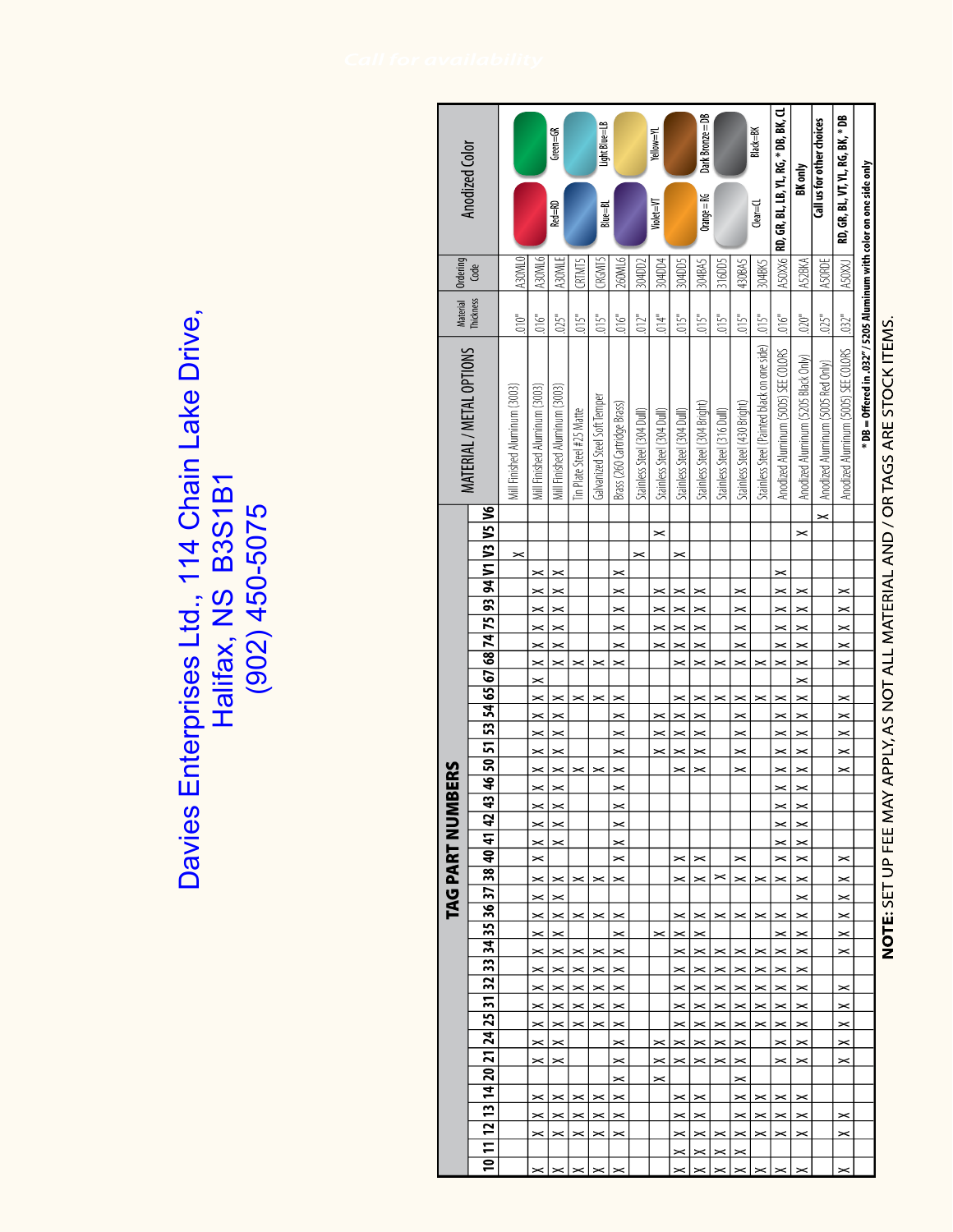Call for availability

# Davies Enterprises Ltd., 114 Chain Lake Drive, Halifax, NS B3S1B1 (902) 450-5075

| TAG PART NUMBERS | | | | | | | | | | | | | | | | | | | | | | | | | | | | | | | | | | | | | MATERIAL / METAL OPTIONS | Material Thickness | Ordering Code | Anodized Color |
|---|---|---|---|---|---|---|---|---|---|---|---|---|---|---|---|---|---|---|---|---|---|---|---|---|---|---|---|---|---|---|---|---|---|---|---|---|---|---|---|---|
| 10 | 11 | 12 | 13 | 14 | 20 | 21 | 24 | 25 | 31 | 32 | 33 | 34 | 35 | 36 | 37 | 38 | 40 | 41 | 42 | 43 | 46 | 50 | 51 | 53 | 54 | 65 | 67 | 68 | 74 | 75 | 93 | 94 | V1 | V3 | V5 | V6 | | | | |
| | | | | | | | | | | | | | | | | | | | | | | | | | | | | | | | | | | X | | | Mill Finished Aluminum (3003) | .010" | A30ML0 | |
| X | X | X | X | X | | X | X | X | X | X | X | X | X | X | X | X | X | X | X | X | X | X | X | X | X | X | X | X | X | X | X | X | X | | | | Mill Finished Aluminum (3003) | .016" | A30ML6 | |
| X | X | X | X | X | | X | X | X | X | X | X | X | X | X | X | | | X | X | X | X | X | X | X | X | X | | X | X | X | X | X | X | | | | Mill Finished Aluminum (3003) | .025" | A30MLE | |
| X | X | X | X | X | | | | X | X | X | X | X | | X | | X | | | | | | X | | | | X | | X | | | | | | | | | Tin Plate Steel #25 Matte | .015" | CRTMT5 | |
| X | X | X | X | X | | | | X | X | X | X | X | | X | | X | | | | | | X | | | | X | | X | | | | | | | | | Galvanized Steel Soft Temper | .015" | CRGMT5 | |
| X | X | X | X | X | X | X | X | X | X | X | X | | X | X | | X | X | X | X | X | X | | X | X | X | X | | X | X | X | X | X | X | | | | Brass (260 Cartridge Brass) | .016" | 260ML6 | |
| | | | | | X | X | | | | | | | | | | | | | | | | | | | | | | | | | | | | X | | | Stainless Steel (304 Dull) | .012" | 304DD2 | |
| | | | | | X | X | | | | | | | X | | | | | | | | | | X | X | | | | | X | X | X | X | | | X | | Stainless Steel (304 Dull) | .014" | 304DD4 | |
| X | X | X | X | X | | X | X | X | X | X | X | X | X | X | X | X | | | | | | X | X | X | X | X | | X | X | X | X | X | | X | | | Stainless Steel (304 Dull) | .015" | 304DD5 | |
| X | X | X | X | X | | X | X | X | X | X | X | X | X | X | X | X | | | | | | X | X | X | X | | | X | X | X | X | X | | | | | Stainless Steel (304 Bright) | .015" | 304BA5 | |
| X | X | | | | | X | X | X | X | X | X | X | | X | X | | | | | | | | | | X | X | | X | | | | | | | | | Stainless Steel (316 Dull) | .015" | 316DD5 | |
| X | X | X | X | X | X | X | X | X | X | X | X | X | X | X | X | X | X | | | | | X | X | X | X | X | | X | X | X | X | X | | | | | Stainless Steel (430 Bright) | .015" | 430BA5 | |
| X | X | X | X | X | | | | X | X | X | X | X | | X | | X | | | | | | | | | X | X | | X | | | | | | | | | Stainless Steel (Painted black on one side) | .015" | 304BK5 | |
| X | | X | X | X | | X | X | X | X | X | X | X | X | X | X | X | X | X | X | X | X | X | X | X | X | X | X | X | X | X | X | X | X | | | | Anodized Aluminum (5005) SEE COLORS | .016" | A50XX6 | RD, GR, BL, LB, YL, RG, * DB, BK, CL |
| X | | X | X | X | | X | X | X | X | X | X | X | X | X | X | X | X | X | X | X | X | X | X | X | X | X | X | X | X | X | X | X | | | X | | Anodized Aluminum (5205 Black Only) | .020" | A52BKA | BK only |
| | | | | | | | | | | | | | | | | | | | | | | | | | | | | | | | | | | | | X | Anodized Aluminum (5005 Red Only) | .025" | A50RDE | Call us for other choices |
| X | X | X | | | | X | X | X | X | X | X | X | X | X | X | X | | | | | | X | X | X | X | | | X | X | X | X | X | | | | | Anodized Aluminum (5005) SEE COLORS | .032" | A50XXJ | RD, GR, BL, VT, YL, RG, BK, * DB |

Anodized Color: Red=RD, Green=GR, Blue=BL, Light Blue=LB, Violet=VT, Yellow=YL, Orange=RG, Dark Bronze=DB, Clear=CL, Black=BK

* DB = Offered in .032" / 5205 Aluminum with color on one side only

**NOTE:** SET UP FEE MAY APPLY, AS NOT ALL MATERIAL AND / OR TAGS ARE STOCK ITEMS.